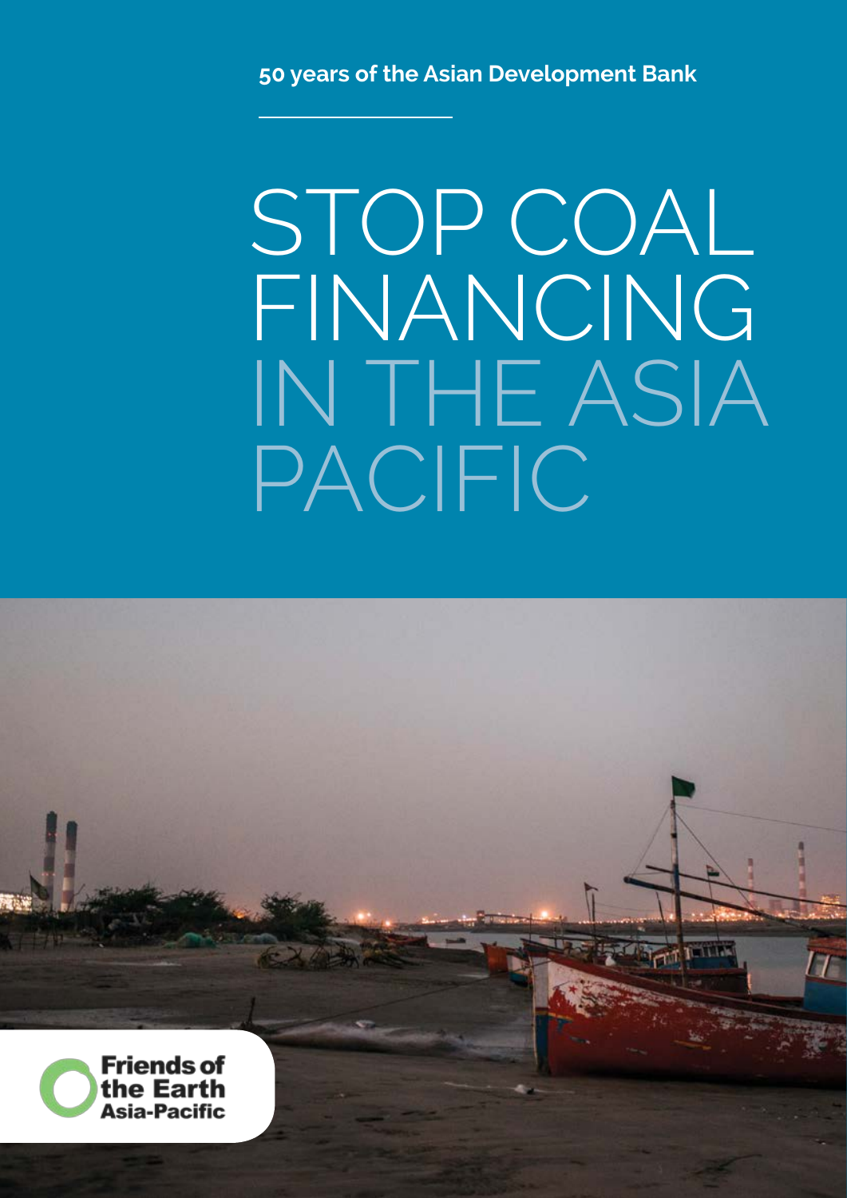**50 years of the Asian Development Bank**

# STOP COAL FINANCING IN THE ASIA PACIFIC

Friends of the Earth Asia-Pacific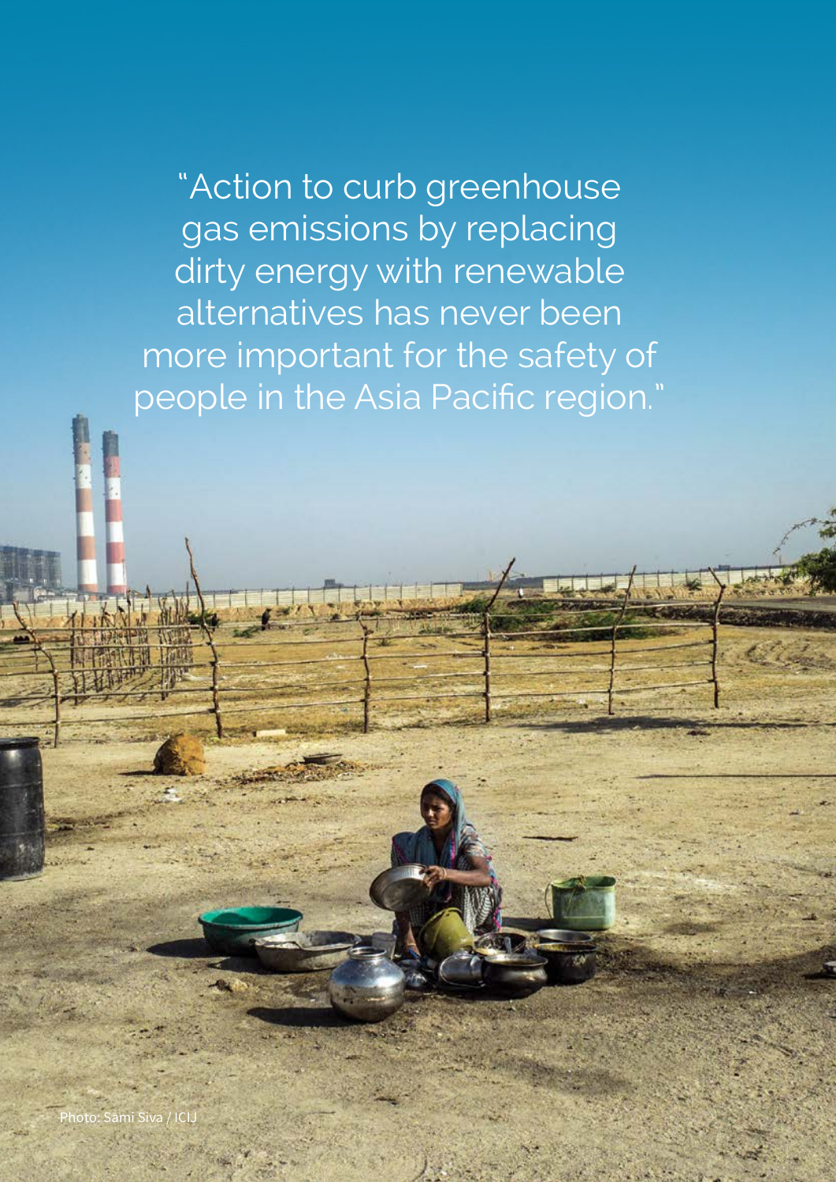"Action to curb greenhouse gas emissions by replacing dirty energy with renewable alternatives has never been more important for the safety of people in the Asia Pacific region."

Photo: Sami Siva / ICIJ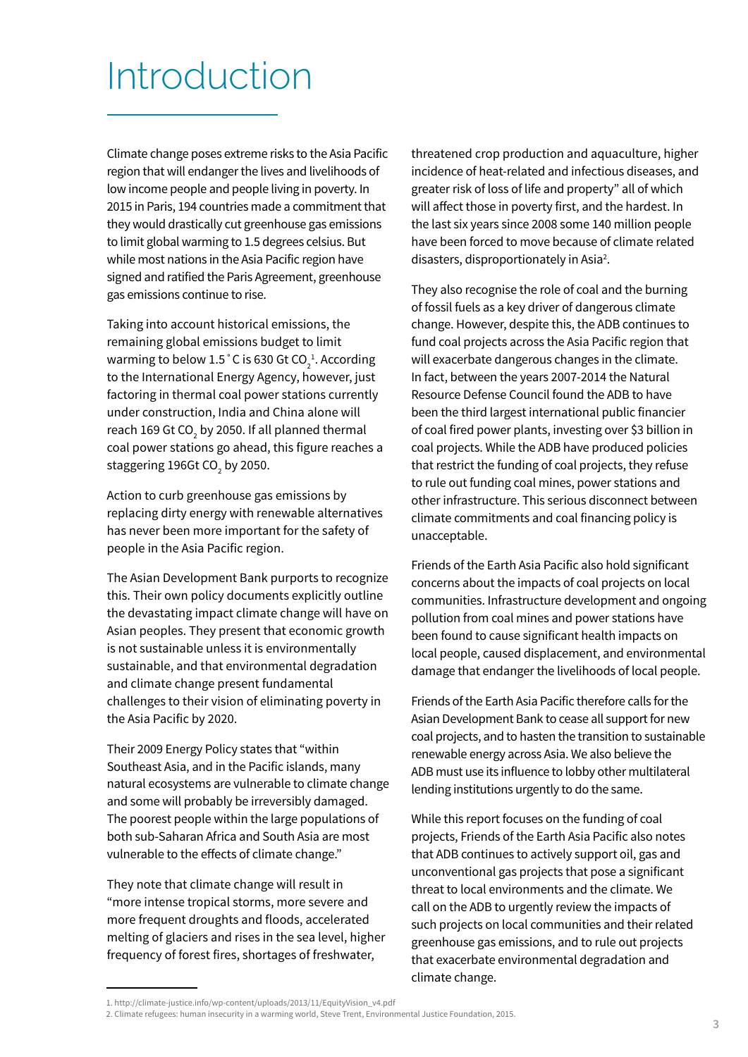# Introduction

Climate change poses extreme risks to the Asia Pacific region that will endanger the lives and livelihoods of low income people and people living in poverty. In 2015 in Paris, 194 countries made a commitment that they would drastically cut greenhouse gas emissions to limit global warming to 1.5 degrees celsius. But while most nations in the Asia Pacific region have signed and ratified the Paris Agreement, greenhouse gas emissions continue to rise.

Taking into account historical emissions, the remaining global emissions budget to limit warming to below 1.5˚C is 630 Gt $CO_2$[1]. According to the International Energy Agency, however, just factoring in thermal coal power stations currently under construction, India and China alone will reach 169 Gt $CO_2$ by 2050. If all planned thermal coal power stations go ahead, this figure reaches a staggering 196Gt $CO_2$ by 2050.

Action to curb greenhouse gas emissions by replacing dirty energy with renewable alternatives has never been more important for the safety of people in the Asia Pacific region.

The Asian Development Bank purports to recognize this. Their own policy documents explicitly outline the devastating impact climate change will have on Asian peoples. They present that economic growth is not sustainable unless it is environmentally sustainable, and that environmental degradation and climate change present fundamental challenges to their vision of eliminating poverty in the Asia Pacific by 2020.

Their 2009 Energy Policy states that "within Southeast Asia, and in the Pacific islands, many natural ecosystems are vulnerable to climate change and some will probably be irreversibly damaged. The poorest people within the large populations of both sub-Saharan Africa and South Asia are most vulnerable to the effects of climate change."

They note that climate change will result in "more intense tropical storms, more severe and more frequent droughts and floods, accelerated melting of glaciers and rises in the sea level, higher frequency of forest fires, shortages of freshwater, threatened crop production and aquaculture, higher incidence of heat-related and infectious diseases, and greater risk of loss of life and property" all of which will affect those in poverty first, and the hardest. In the last six years since 2008 some 140 million people have been forced to move because of climate related disasters, disproportionately in Asia[2].

They also recognise the role of coal and the burning of fossil fuels as a key driver of dangerous climate change. However, despite this, the ADB continues to fund coal projects across the Asia Pacific region that will exacerbate dangerous changes in the climate. In fact, between the years 2007-2014 the Natural Resource Defense Council found the ADB to have been the third largest international public financier of coal fired power plants, investing over $3 billion in coal projects. While the ADB have produced policies that restrict the funding of coal projects, they refuse to rule out funding coal mines, power stations and other infrastructure. This serious disconnect between climate commitments and coal financing policy is unacceptable.

Friends of the Earth Asia Pacific also hold significant concerns about the impacts of coal projects on local communities. Infrastructure development and ongoing pollution from coal mines and power stations have been found to cause significant health impacts on local people, caused displacement, and environmental damage that endanger the livelihoods of local people.

Friends of the Earth Asia Pacific therefore calls for the Asian Development Bank to cease all support for new coal projects, and to hasten the transition to sustainable renewable energy across Asia. We also believe the ADB must use its influence to lobby other multilateral lending institutions urgently to do the same.

While this report focuses on the funding of coal projects, Friends of the Earth Asia Pacific also notes that ADB continues to actively support oil, gas and unconventional gas projects that pose a significant threat to local environments and the climate. We call on the ADB to urgently review the impacts of such projects on local communities and their related greenhouse gas emissions, and to rule out projects that exacerbate environmental degradation and climate change.

---

1. http://climate-justice.info/wp-content/uploads/2013/11/EquityVision_v4.pdf
2. Climate refugees: human insecurity in a warming world, Steve Trent, Environmental Justice Foundation, 2015.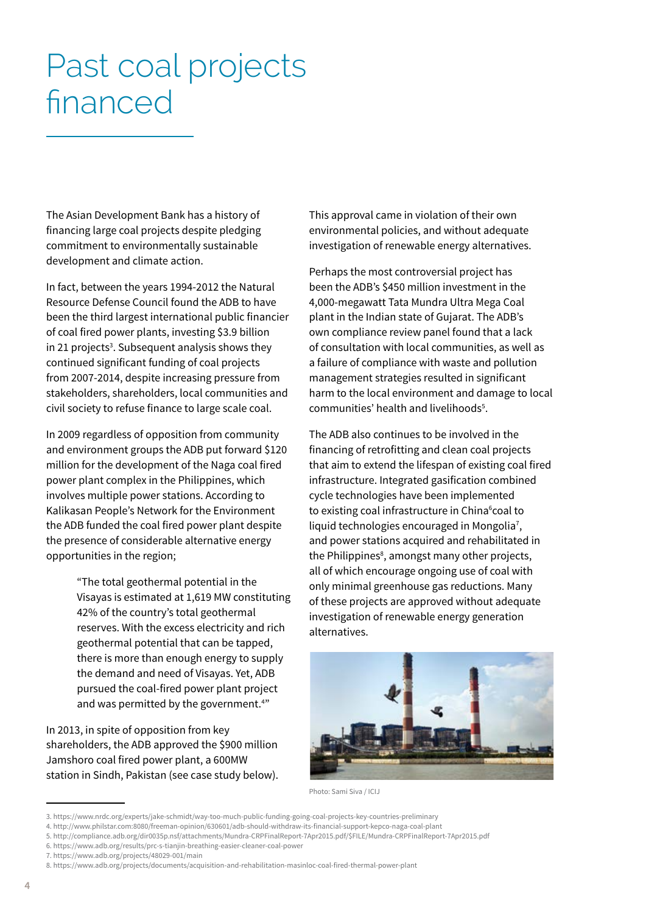# Past coal projects financed

The Asian Development Bank has a history of financing large coal projects despite pledging commitment to environmentally sustainable development and climate action.

In fact, between the years 1994-2012 the Natural Resource Defense Council found the ADB to have been the third largest international public financier of coal fired power plants, investing $3.9 billion in 21 projects[3]. Subsequent analysis shows they continued significant funding of coal projects from 2007-2014, despite increasing pressure from stakeholders, shareholders, local communities and civil society to refuse finance to large scale coal.

In 2009 regardless of opposition from community and environment groups the ADB put forward $120 million for the development of the Naga coal fired power plant complex in the Philippines, which involves multiple power stations. According to Kalikasan People's Network for the Environment the ADB funded the coal fired power plant despite the presence of considerable alternative energy opportunities in the region;

> "The total geothermal potential in the Visayas is estimated at 1,619 MW constituting 42% of the country's total geothermal reserves. With the excess electricity and rich geothermal potential that can be tapped, there is more than enough energy to supply the demand and need of Visayas. Yet, ADB pursued the coal-fired power plant project and was permitted by the government.[4]"

In 2013, in spite of opposition from key shareholders, the ADB approved the $900 million Jamshoro coal fired power plant, a 600MW station in Sindh, Pakistan (see case study below). This approval came in violation of their own environmental policies, and without adequate investigation of renewable energy alternatives.

Perhaps the most controversial project has been the ADB's $450 million investment in the 4,000-megawatt Tata Mundra Ultra Mega Coal plant in the Indian state of Gujarat. The ADB's own compliance review panel found that a lack of consultation with local communities, as well as a failure of compliance with waste and pollution management strategies resulted in significant harm to the local environment and damage to local communities' health and livelihoods[5].

The ADB also continues to be involved in the financing of retrofitting and clean coal projects that aim to extend the lifespan of existing coal fired infrastructure. Integrated gasification combined cycle technologies have been implemented to existing coal infrastructure in China[6] coal to liquid technologies encouraged in Mongolia[7], and power stations acquired and rehabilitated in the Philippines[8], amongst many other projects, all of which encourage ongoing use of coal with only minimal greenhouse gas reductions. Many of these projects are approved without adequate investigation of renewable energy generation alternatives.

Photo: Sami Siva / ICIJ

---

3. https://www.nrdc.org/experts/jake-schmidt/way-too-much-public-funding-going-coal-projects-key-countries-preliminary
4. http://www.philstar.com:8080/freeman-opinion/630601/adb-should-withdraw-its-financial-support-kepco-naga-coal-plant
5. http://compliance.adb.org/dir0035p.nsf/attachments/Mundra-CRPFinalReport-7Apr2015.pdf/$FILE/Mundra-CRPFinalReport-7Apr2015.pdf
6. https://www.adb.org/results/prc-s-tianjin-breathing-easier-cleaner-coal-power
7. https://www.adb.org/projects/48029-001/main
8. https://www.adb.org/projects/documents/acquisition-and-rehabilitation-masinloc-coal-fired-thermal-power-plant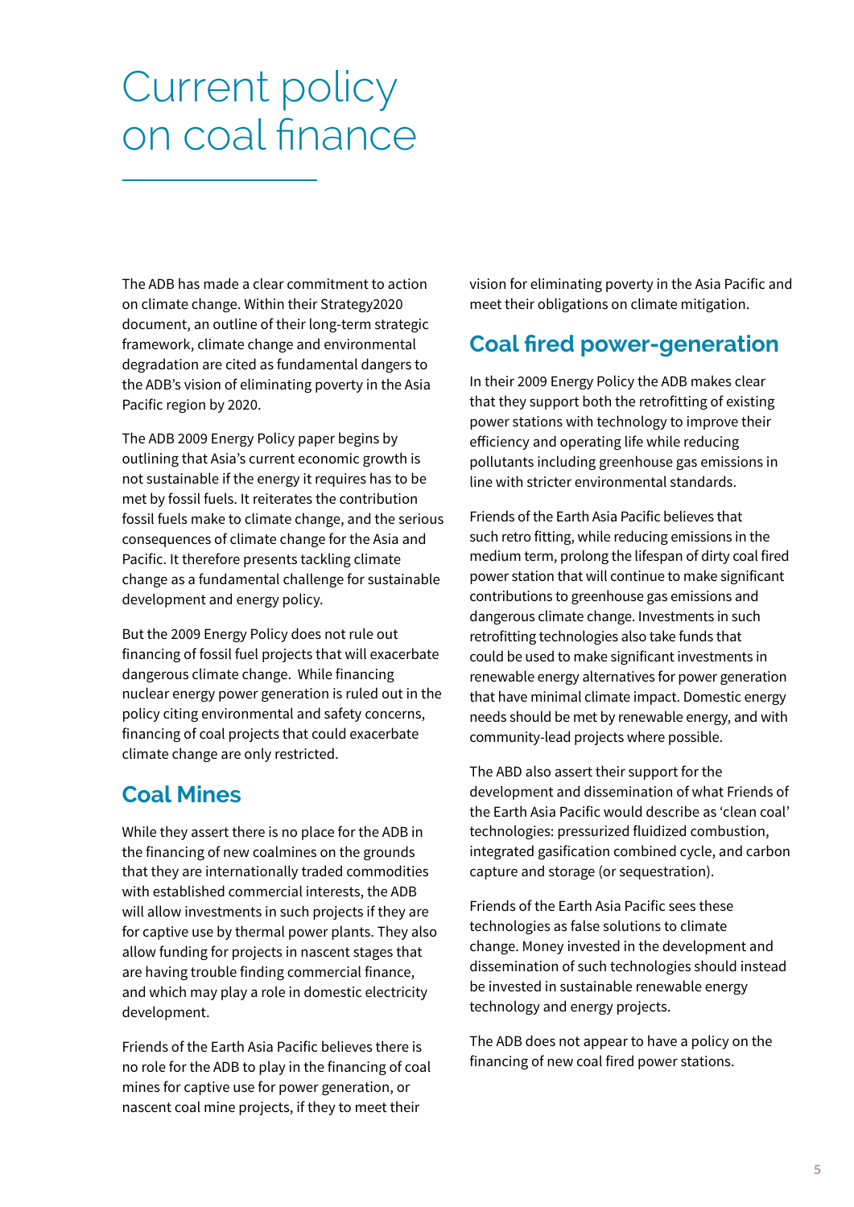// Transcription of page 5 (document 14380a95b5d3)
# Current policy on coal finance

The ADB has made a clear commitment to action on climate change. Within their Strategy2020 document, an outline of their long-term strategic framework, climate change and environmental degradation are cited as fundamental dangers to the ADB's vision of eliminating poverty in the Asia Pacific region by 2020.

The ADB 2009 Energy Policy paper begins by outlining that Asia's current economic growth is not sustainable if the energy it requires has to be met by fossil fuels. It reiterates the contribution fossil fuels make to climate change, and the serious consequences of climate change for the Asia and Pacific. It therefore presents tackling climate change as a fundamental challenge for sustainable development and energy policy.

But the 2009 Energy Policy does not rule out financing of fossil fuel projects that will exacerbate dangerous climate change. While financing nuclear energy power generation is ruled out in the policy citing environmental and safety concerns, financing of coal projects that could exacerbate climate change are only restricted.

## Coal Mines

While they assert there is no place for the ADB in the financing of new coalmines on the grounds that they are internationally traded commodities with established commercial interests, the ADB will allow investments in such projects if they are for captive use by thermal power plants. They also allow funding for projects in nascent stages that are having trouble finding commercial finance, and which may play a role in domestic electricity development.

Friends of the Earth Asia Pacific believes there is no role for the ADB to play in the financing of coal mines for captive use for power generation, or nascent coal mine projects, if they to meet their vision for eliminating poverty in the Asia Pacific and meet their obligations on climate mitigation.

## Coal fired power-generation

In their 2009 Energy Policy the ADB makes clear that they support both the retrofitting of existing power stations with technology to improve their efficiency and operating life while reducing pollutants including greenhouse gas emissions in line with stricter environmental standards.

Friends of the Earth Asia Pacific believes that such retro fitting, while reducing emissions in the medium term, prolong the lifespan of dirty coal fired power station that will continue to make significant contributions to greenhouse gas emissions and dangerous climate change. Investments in such retrofitting technologies also take funds that could be used to make significant investments in renewable energy alternatives for power generation that have minimal climate impact. Domestic energy needs should be met by renewable energy, and with community-lead projects where possible.

The ABD also assert their support for the development and dissemination of what Friends of the Earth Asia Pacific would describe as 'clean coal' technologies: pressurized fluidized combustion, integrated gasification combined cycle, and carbon capture and storage (or sequestration).

Friends of the Earth Asia Pacific sees these technologies as false solutions to climate change. Money invested in the development and dissemination of such technologies should instead be invested in sustainable renewable energy technology and energy projects.

The ADB does not appear to have a policy on the financing of new coal fired power stations.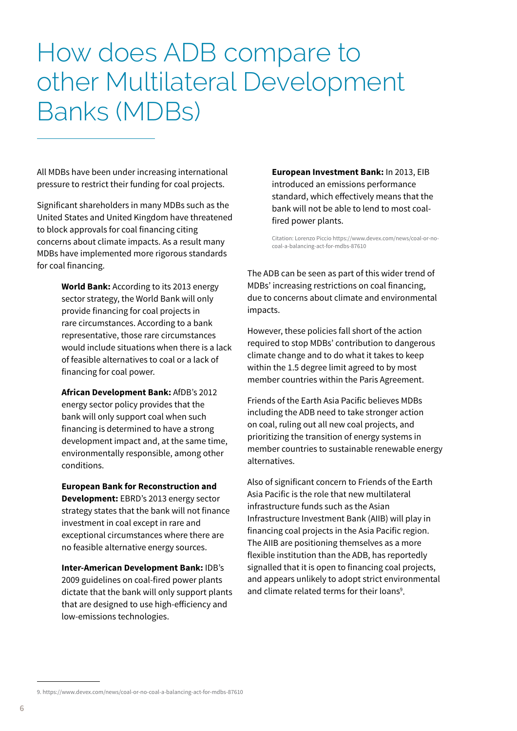# How does ADB compare to other Multilateral Development Banks (MDBs)

All MDBs have been under increasing international pressure to restrict their funding for coal projects.

Significant shareholders in many MDBs such as the United States and United Kingdom have threatened to block approvals for coal financing citing concerns about climate impacts. As a result many MDBs have implemented more rigorous standards for coal financing.

**World Bank:** According to its 2013 energy sector strategy, the World Bank will only provide financing for coal projects in rare circumstances. According to a bank representative, those rare circumstances would include situations when there is a lack of feasible alternatives to coal or a lack of financing for coal power.

**African Development Bank:** AfDB's 2012 energy sector policy provides that the bank will only support coal when such financing is determined to have a strong development impact and, at the same time, environmentally responsible, among other conditions.

**European Bank for Reconstruction and Development:** EBRD's 2013 energy sector strategy states that the bank will not finance investment in coal except in rare and exceptional circumstances where there are no feasible alternative energy sources.

**Inter-American Development Bank:** IDB's 2009 guidelines on coal-fired power plants dictate that the bank will only support plants that are designed to use high-efficiency and low-emissions technologies.

**European Investment Bank:** In 2013, EIB introduced an emissions performance standard, which effectively means that the bank will not be able to lend to most coal-fired power plants.

Citation: Lorenzo Piccio https://www.devex.com/news/coal-or-no-coal-a-balancing-act-for-mdbs-87610

The ADB can be seen as part of this wider trend of MDBs' increasing restrictions on coal financing, due to concerns about climate and environmental impacts.

However, these policies fall short of the action required to stop MDBs' contribution to dangerous climate change and to do what it takes to keep within the 1.5 degree limit agreed to by most member countries within the Paris Agreement.

Friends of the Earth Asia Pacific believes MDBs including the ADB need to take stronger action on coal, ruling out all new coal projects, and prioritizing the transition of energy systems in member countries to sustainable renewable energy alternatives.

Also of significant concern to Friends of the Earth Asia Pacific is the role that new multilateral infrastructure funds such as the Asian Infrastructure Investment Bank (AIIB) will play in financing coal projects in the Asia Pacific region. The AIIB are positioning themselves as a more flexible institution than the ADB, has reportedly signalled that it is open to financing coal projects, and appears unlikely to adopt strict environmental and climate related terms for their loans[9].

9. https://www.devex.com/news/coal-or-no-coal-a-balancing-act-for-mdbs-87610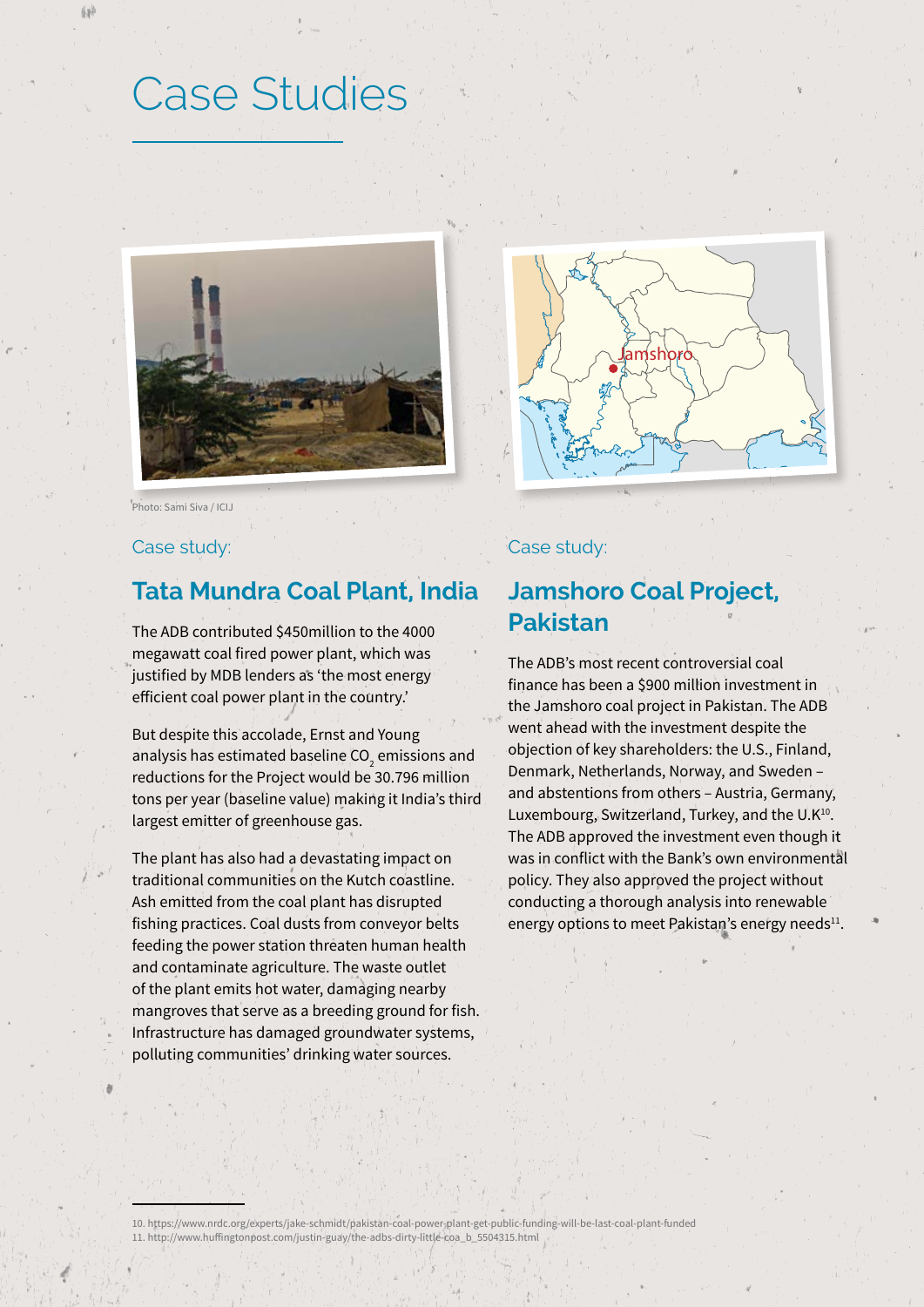# Case Studies

Photo: Sami Siva / ICIJ

Case study:

## Tata Mundra Coal Plant, India

The ADB contributed $450million to the 4000 megawatt coal fired power plant, which was justified by MDB lenders as 'the most energy efficient coal power plant in the country.'

But despite this accolade, Ernst and Young analysis has estimated baseline $CO_2$ emissions and reductions for the Project would be 30.796 million tons per year (baseline value) making it India's third largest emitter of greenhouse gas.

The plant has also had a devastating impact on traditional communities on the Kutch coastline. Ash emitted from the coal plant has disrupted fishing practices. Coal dusts from conveyor belts feeding the power station threaten human health and contaminate agriculture. The waste outlet of the plant emits hot water, damaging nearby mangroves that serve as a breeding ground for fish. Infrastructure has damaged groundwater systems, polluting communities' drinking water sources.

Case study:

## Jamshoro Coal Project, Pakistan

The ADB's most recent controversial coal finance has been a $900 million investment in the Jamshoro coal project in Pakistan. The ADB went ahead with the investment despite the objection of key shareholders: the U.S., Finland, Denmark, Netherlands, Norway, and Sweden – and abstentions from others – Austria, Germany, Luxembourg, Switzerland, Turkey, and the U.K[10]. The ADB approved the investment even though it was in conflict with the Bank's own environmental policy. They also approved the project without conducting a thorough analysis into renewable energy options to meet Pakistan's energy needs[11].

---

10. https://www.nrdc.org/experts/jake-schmidt/pakistan-coal-power-plant-get-public-funding-will-be-last-coal-plant-funded
11. http://www.huffingtonpost.com/justin-guay/the-adbs-dirty-little-coa_b_5504315.html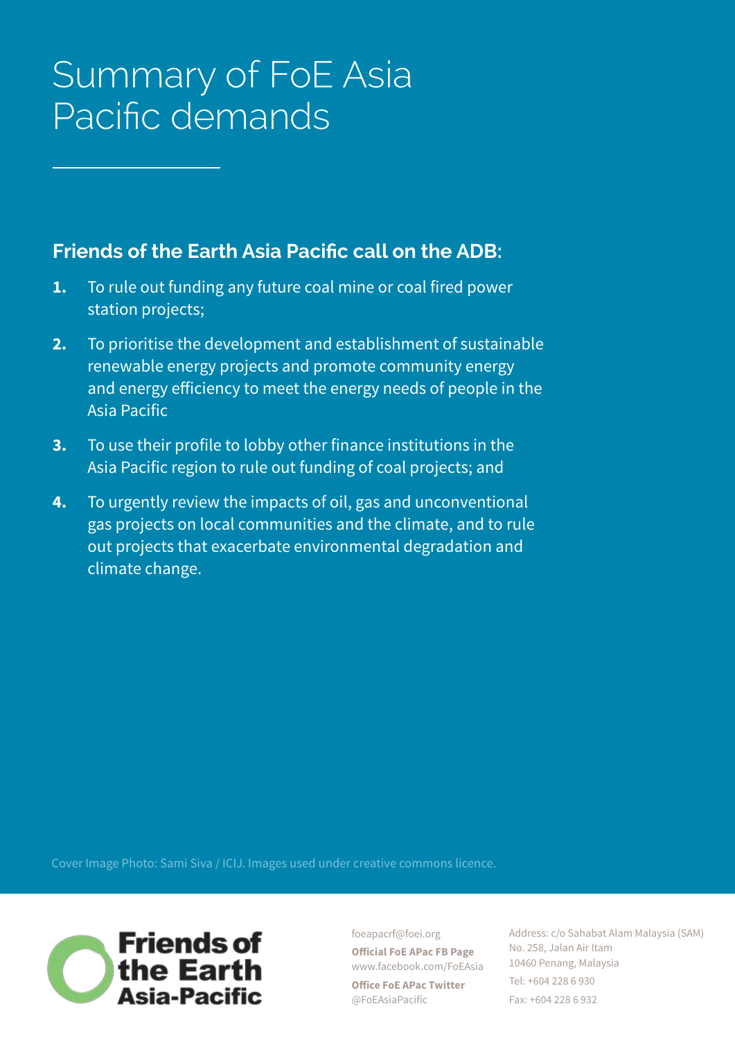# Summary of FoE Asia Pacific demands

## Friends of the Earth Asia Pacific call on the ADB:

1. To rule out funding any future coal mine or coal fired power station projects;
2. To prioritise the development and establishment of sustainable renewable energy projects and promote community energy and energy efficiency to meet the energy needs of people in the Asia Pacific
3. To use their profile to lobby other finance institutions in the Asia Pacific region to rule out funding of coal projects; and
4. To urgently review the impacts of oil, gas and unconventional gas projects on local communities and the climate, and to rule out projects that exacerbate environmental degradation and climate change.

Cover Image Photo: Sami Siva / ICIJ. Images used under creative commons licence.

Friends of the Earth Asia-Pacific

foeapacrf@foei.org

**Official FoE APac FB Page**
www.facebook.com/FoEAsia

**Office FoE APac Twitter**
@FoEAsiaPacific

Address: c/o Sahabat Alam Malaysia (SAM)
No. 258, Jalan Air Itam
10460 Penang, Malaysia

Tel: +604 228 6 930

Fax: +604 228 6 932